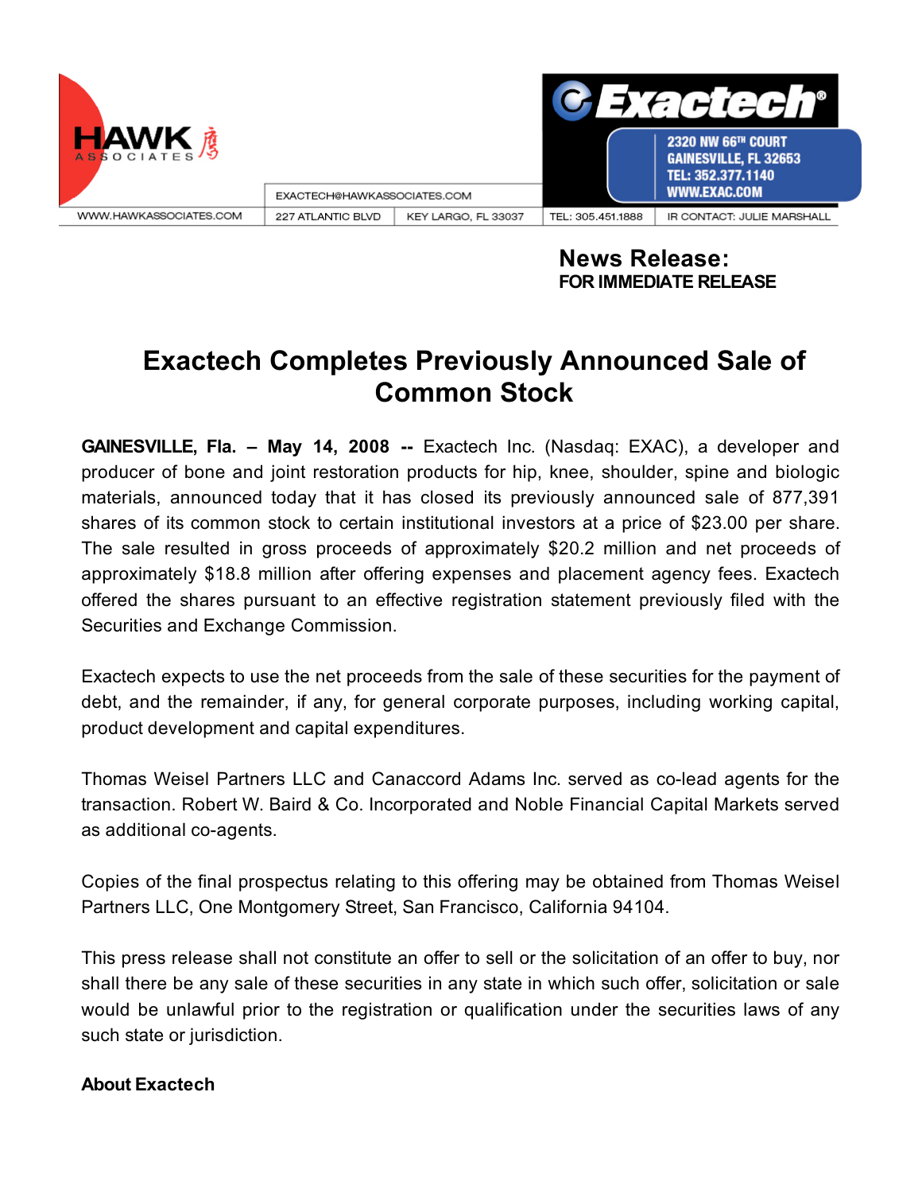HAWK ASSOCIATES

EXACTECH@HAWKASSOCIATES.COM

WWW.HAWKASSOCIATES.COM | 227 ATLANTIC BLVD | KEY LARGO, FL 33037 | TEL: 305.451.1888 | IR CONTACT: JULIE MARSHALL

Exactech®

2320 NW 66TH COURT
GAINESVILLE, FL 32653
TEL: 352.377.1140
WWW.EXAC.COM

**News Release:**
**FOR IMMEDIATE RELEASE**

# Exactech Completes Previously Announced Sale of Common Stock

**GAINESVILLE, Fla. – May 14, 2008 --** Exactech Inc. (Nasdaq: EXAC), a developer and producer of bone and joint restoration products for hip, knee, shoulder, spine and biologic materials, announced today that it has closed its previously announced sale of 877,391 shares of its common stock to certain institutional investors at a price of $23.00 per share. The sale resulted in gross proceeds of approximately $20.2 million and net proceeds of approximately $18.8 million after offering expenses and placement agency fees. Exactech offered the shares pursuant to an effective registration statement previously filed with the Securities and Exchange Commission.

Exactech expects to use the net proceeds from the sale of these securities for the payment of debt, and the remainder, if any, for general corporate purposes, including working capital, product development and capital expenditures.

Thomas Weisel Partners LLC and Canaccord Adams Inc. served as co-lead agents for the transaction. Robert W. Baird & Co. Incorporated and Noble Financial Capital Markets served as additional co-agents.

Copies of the final prospectus relating to this offering may be obtained from Thomas Weisel Partners LLC, One Montgomery Street, San Francisco, California 94104.

This press release shall not constitute an offer to sell or the solicitation of an offer to buy, nor shall there be any sale of these securities in any state in which such offer, solicitation or sale would be unlawful prior to the registration or qualification under the securities laws of any such state or jurisdiction.

**About Exactech**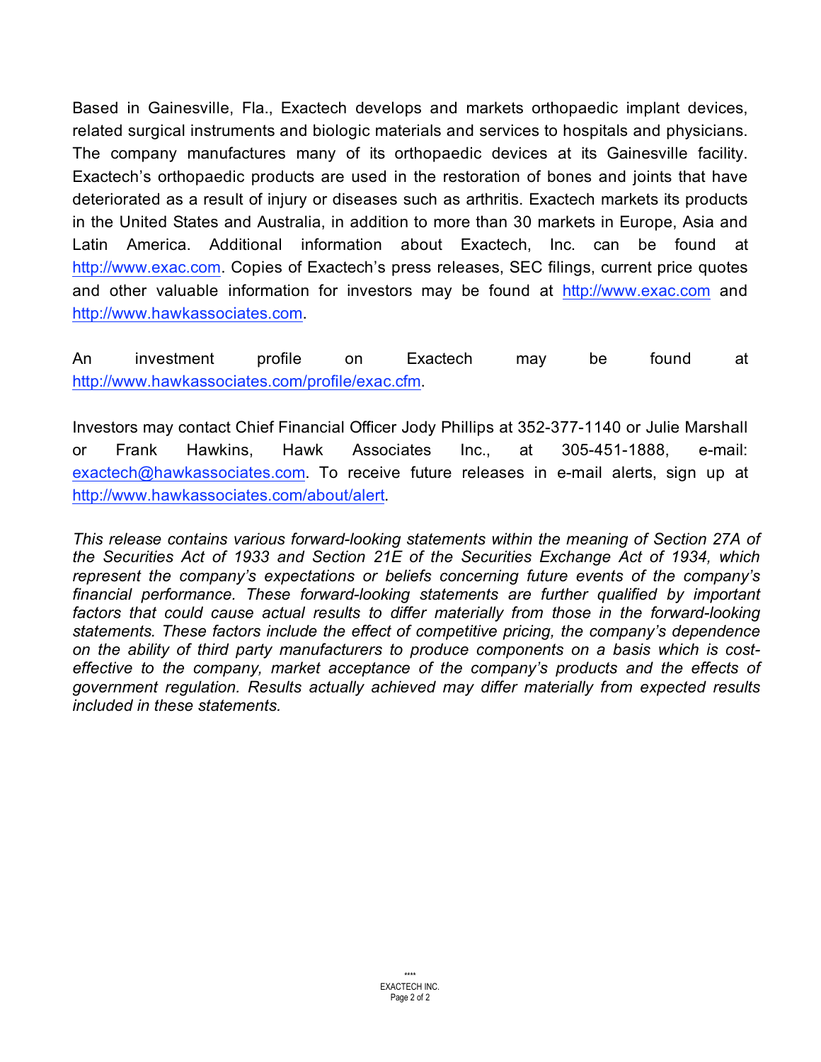Based in Gainesville, Fla., Exactech develops and markets orthopaedic implant devices, related surgical instruments and biologic materials and services to hospitals and physicians. The company manufactures many of its orthopaedic devices at its Gainesville facility. Exactech's orthopaedic products are used in the restoration of bones and joints that have deteriorated as a result of injury or diseases such as arthritis. Exactech markets its products in the United States and Australia, in addition to more than 30 markets in Europe, Asia and Latin America. Additional information about Exactech, Inc. can be found at http://www.exac.com. Copies of Exactech's press releases, SEC filings, current price quotes and other valuable information for investors may be found at http://www.exac.com and http://www.hawkassociates.com.

An investment profile on Exactech may be found at http://www.hawkassociates.com/profile/exac.cfm.

Investors may contact Chief Financial Officer Jody Phillips at 352-377-1140 or Julie Marshall or Frank Hawkins, Hawk Associates Inc., at 305-451-1888, e-mail: exactech@hawkassociates.com. To receive future releases in e-mail alerts, sign up at http://www.hawkassociates.com/about/alert.

*This release contains various forward-looking statements within the meaning of Section 27A of the Securities Act of 1933 and Section 21E of the Securities Exchange Act of 1934, which represent the company's expectations or beliefs concerning future events of the company's financial performance. These forward-looking statements are further qualified by important factors that could cause actual results to differ materially from those in the forward-looking statements. These factors include the effect of competitive pricing, the company's dependence on the ability of third party manufacturers to produce components on a basis which is cost-effective to the company, market acceptance of the company's products and the effects of government regulation. Results actually achieved may differ materially from expected results included in these statements.*

****